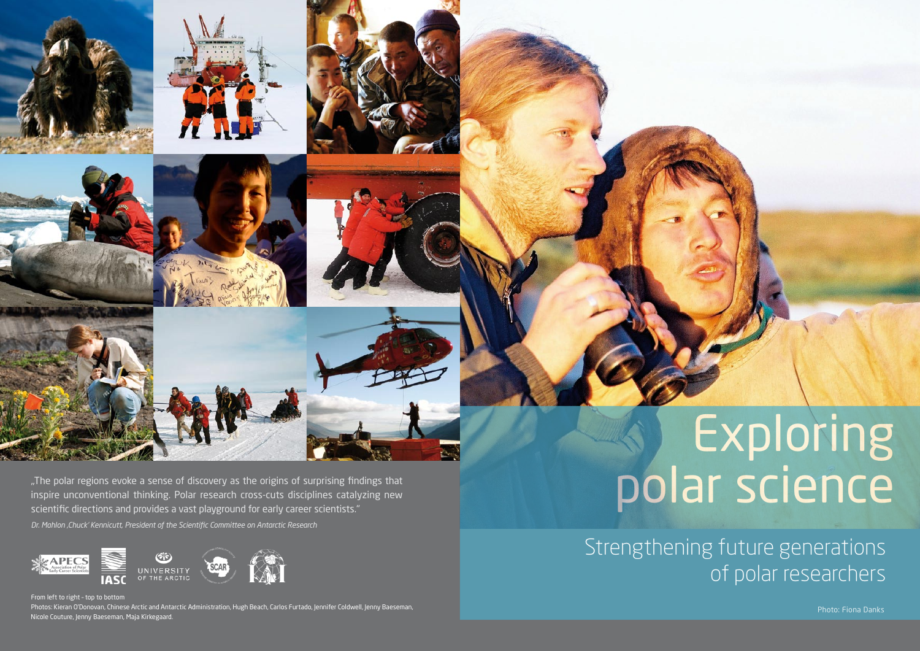# Exploring polar science

## Strengthening future generations of polar researchers

Photo: Fiona Danks

„The polar regions evoke a sense of discovery as the origins of surprising findings that inspire unconventional thinking. Polar research cross-cuts disciplines catalyzing new scientific directions and provides a vast playground for early career scientists."

*Dr. Mahlon ‚Chuck' Kennicutt, President of the Scientific Committee on Antarctic Research*

APECS Association of Polar Early Career Scientists | IASC | UNIVERSITY OF THE ARCTIC | SCAR

From left to right - top to bottom

Photos: Kieran O'Donovan, Chinese Arctic and Antarctic Administration, Hugh Beach, Carlos Furtado, Jennifer Coldwell, Jenny Baeseman, Nicole Couture, Jenny Baeseman, Maja Kirkegaard.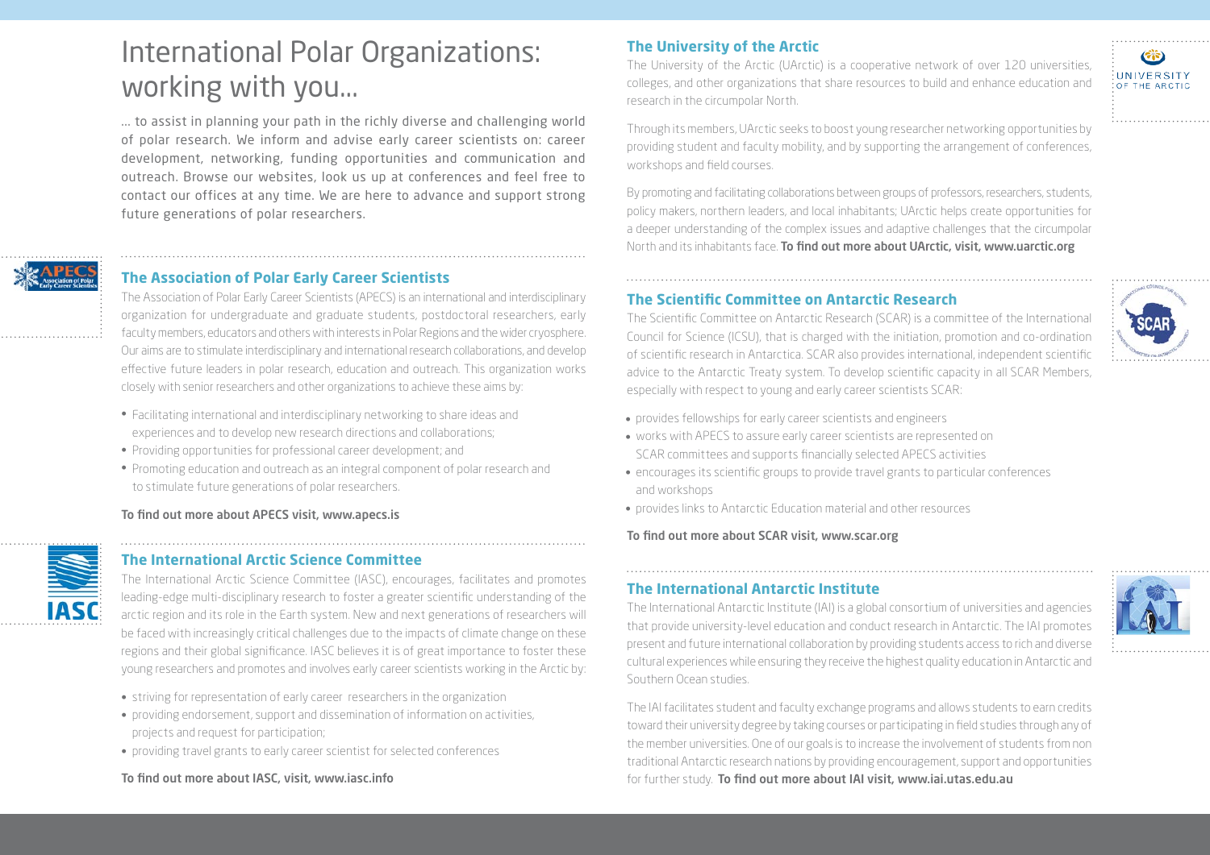# International Polar Organizations: working with you…

… to assist in planning your path in the richly diverse and challenging world of polar research. We inform and advise early career scientists on: career development, networking, funding opportunities and communication and outreach. Browse our websites, look us up at conferences and feel free to contact our offices at any time. We are here to advance and support strong future generations of polar researchers.

## The Association of Polar Early Career Scientists

The Association of Polar Early Career Scientists (APECS) is an international and interdisciplinary organization for undergraduate and graduate students, postdoctoral researchers, early faculty members, educators and others with interests in Polar Regions and the wider cryosphere. Our aims are to stimulate interdisciplinary and international research collaborations, and develop effective future leaders in polar research, education and outreach. This organization works closely with senior researchers and other organizations to achieve these aims by:

- Facilitating international and interdisciplinary networking to share ideas and experiences and to develop new research directions and collaborations;
- Providing opportunities for professional career development; and
- Promoting education and outreach as an integral component of polar research and to stimulate future generations of polar researchers.

**To find out more about APECS visit, www.apecs.is**

## The International Arctic Science Committee

The International Arctic Science Committee (IASC), encourages, facilitates and promotes leading-edge multi-disciplinary research to foster a greater scientific understanding of the arctic region and its role in the Earth system. New and next generations of researchers will be faced with increasingly critical challenges due to the impacts of climate change on these regions and their global significance. IASC believes it is of great importance to foster these young researchers and promotes and involves early career scientists working in the Arctic by:

- striving for representation of early career researchers in the organization
- providing endorsement, support and dissemination of information on activities, projects and request for participation;
- providing travel grants to early career scientist for selected conferences

**To find out more about IASC, visit, www.iasc.info**

## The University of the Arctic

The University of the Arctic (UArctic) is a cooperative network of over 120 universities, colleges, and other organizations that share resources to build and enhance education and research in the circumpolar North.

Through its members, UArctic seeks to boost young researcher networking opportunities by providing student and faculty mobility, and by supporting the arrangement of conferences, workshops and field courses.

By promoting and facilitating collaborations between groups of professors, researchers, students, policy makers, northern leaders, and local inhabitants; UArctic helps create opportunities for a deeper understanding of the complex issues and adaptive challenges that the circumpolar North and its inhabitants face. **To find out more about UArctic, visit, www.uarctic.org**

## The Scientific Committee on Antarctic Research

The Scientific Committee on Antarctic Research (SCAR) is a committee of the International Council for Science (ICSU), that is charged with the initiation, promotion and co-ordination of scientific research in Antarctica. SCAR also provides international, independent scientific advice to the Antarctic Treaty system. To develop scientific capacity in all SCAR Members, especially with respect to young and early career scientists SCAR:

- provides fellowships for early career scientists and engineers
- works with APECS to assure early career scientists are represented on SCAR committees and supports financially selected APECS activities
- encourages its scientific groups to provide travel grants to particular conferences and workshops
- provides links to Antarctic Education material and other resources

**To find out more about SCAR visit, www.scar.org**

## The International Antarctic Institute

The International Antarctic Institute (IAI) is a global consortium of universities and agencies that provide university-level education and conduct research in Antarctic. The IAI promotes present and future international collaboration by providing students access to rich and diverse cultural experiences while ensuring they receive the highest quality education in Antarctic and Southern Ocean studies.

The IAI facilitates student and faculty exchange programs and allows students to earn credits toward their university degree by taking courses or participating in field studies through any of the member universities. One of our goals is to increase the involvement of students from non traditional Antarctic research nations by providing encouragement, support and opportunities for further study. **To find out more about IAI visit, www.iai.utas.edu.au**